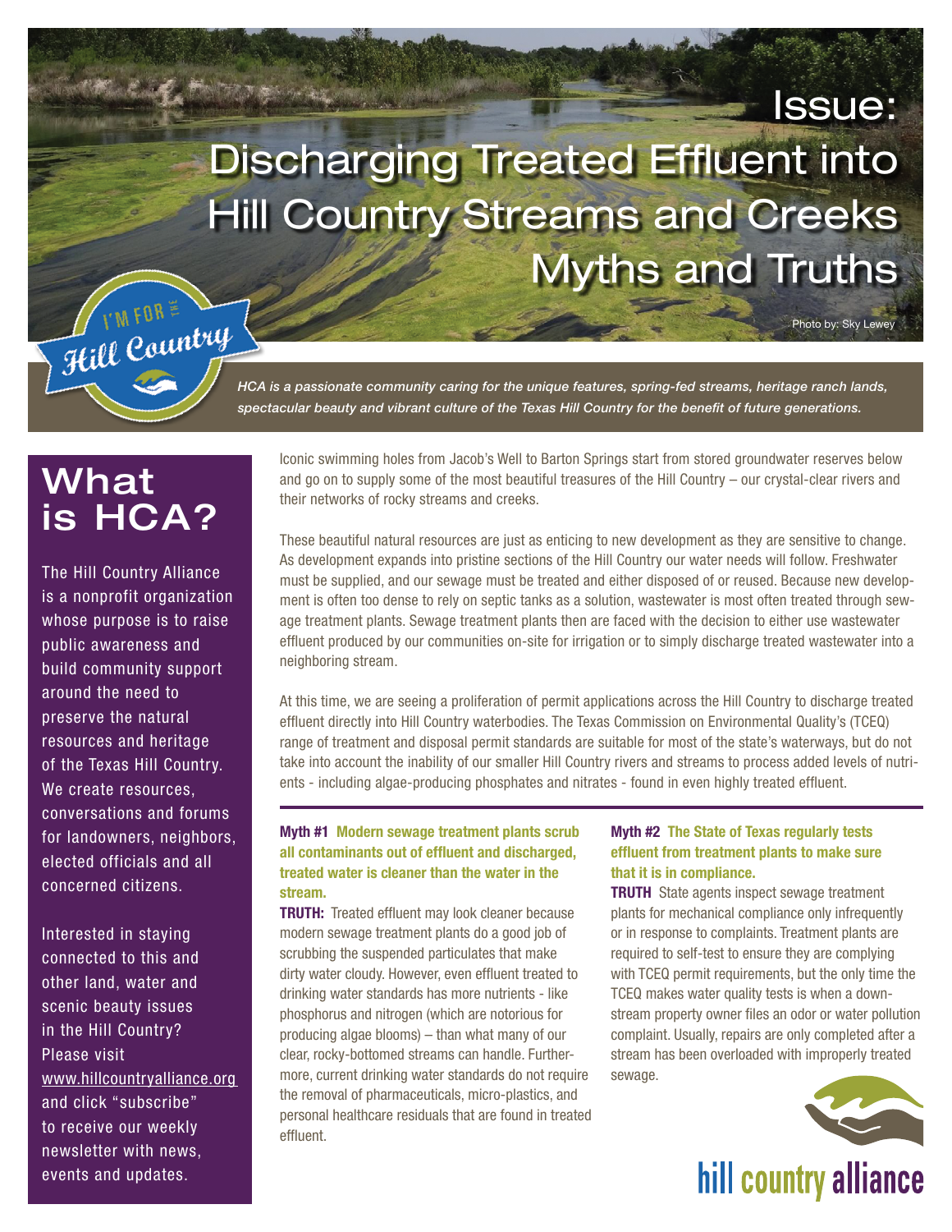# Issue: Discharging Treated Effluent into Hill Country Streams and Creeks Myths and Truths

Photo by: Sky Lewey

I'M FOR THE Hill Country

*HCA is a passionate community caring for the unique features, spring-fed streams, heritage ranch lands, spectacular beauty and vibrant culture of the Texas Hill Country for the benefit of future generations.*

## What is HCA?

The Hill Country Alliance is a nonprofit organization whose purpose is to raise public awareness and build community support around the need to preserve the natural resources and heritage of the Texas Hill Country. We create resources, conversations and forums for landowners, neighbors, elected officials and all concerned citizens.

Interested in staying connected to this and other land, water and scenic beauty issues in the Hill Country? Please visit www.hillcountryalliance.org and click "subscribe" to receive our weekly newsletter with news, events and updates.

Iconic swimming holes from Jacob's Well to Barton Springs start from stored groundwater reserves below and go on to supply some of the most beautiful treasures of the Hill Country – our crystal-clear rivers and their networks of rocky streams and creeks.

These beautiful natural resources are just as enticing to new development as they are sensitive to change. As development expands into pristine sections of the Hill Country our water needs will follow. Freshwater must be supplied, and our sewage must be treated and either disposed of or reused. Because new development is often too dense to rely on septic tanks as a solution, wastewater is most often treated through sewage treatment plants. Sewage treatment plants then are faced with the decision to either use wastewater effluent produced by our communities on-site for irrigation or to simply discharge treated wastewater into a neighboring stream.

At this time, we are seeing a proliferation of permit applications across the Hill Country to discharge treated effluent directly into Hill Country waterbodies. The Texas Commission on Environmental Quality's (TCEQ) range of treatment and disposal permit standards are suitable for most of the state's waterways, but do not take into account the inability of our smaller Hill Country rivers and streams to process added levels of nutrients - including algae-producing phosphates and nitrates - found in even highly treated effluent.

**Myth #1 Modern sewage treatment plants scrub all contaminants out of effluent and discharged, treated water is cleaner than the water in the stream.**

**TRUTH:** Treated effluent may look cleaner because modern sewage treatment plants do a good job of scrubbing the suspended particulates that make dirty water cloudy. However, even effluent treated to drinking water standards has more nutrients - like phosphorus and nitrogen (which are notorious for producing algae blooms) – than what many of our clear, rocky-bottomed streams can handle. Furthermore, current drinking water standards do not require the removal of pharmaceuticals, micro-plastics, and personal healthcare residuals that are found in treated effluent.

**Myth #2 The State of Texas regularly tests effluent from treatment plants to make sure that it is in compliance.**

**TRUTH** State agents inspect sewage treatment plants for mechanical compliance only infrequently or in response to complaints. Treatment plants are required to self-test to ensure they are complying with TCEQ permit requirements, but the only time the TCEQ makes water quality tests is when a downstream property owner files an odor or water pollution complaint. Usually, repairs are only completed after a stream has been overloaded with improperly treated sewage.

hill country alliance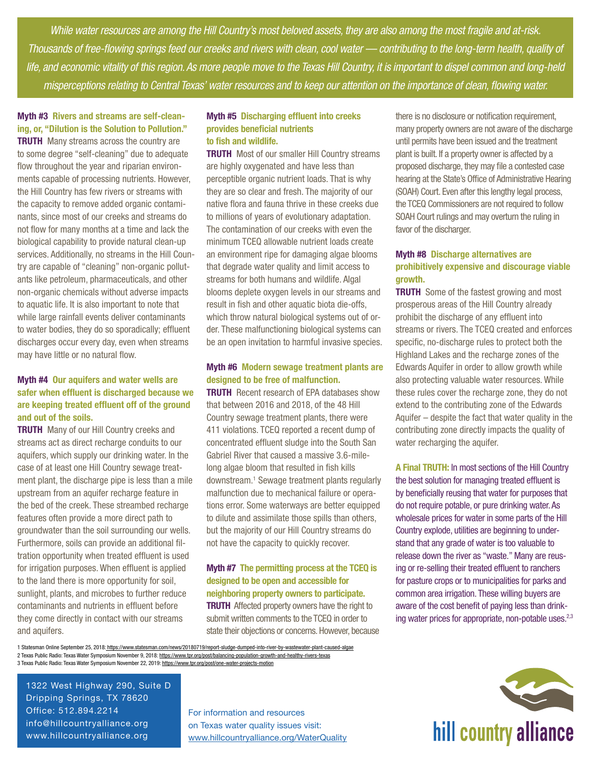*While water resources are among the Hill Country's most beloved assets, they are also among the most fragile and at-risk. Thousands of free-flowing springs feed our creeks and rivers with clean, cool water — contributing to the long-term health, quality of life, and economic vitality of this region. As more people move to the Texas Hill Country, it is important to dispel common and long-held misperceptions relating to Central Texas' water resources and to keep our attention on the importance of clean, flowing water.*

### Myth #3 Rivers and streams are self-cleaning, or, "Dilution is the Solution to Pollution."

**TRUTH** Many streams across the country are to some degree "self-cleaning" due to adequate flow throughout the year and riparian environments capable of processing nutrients. However, the Hill Country has few rivers or streams with the capacity to remove added organic contaminants, since most of our creeks and streams do not flow for many months at a time and lack the biological capability to provide natural clean-up services. Additionally, no streams in the Hill Country are capable of "cleaning" non-organic pollutants like petroleum, pharmaceuticals, and other non-organic chemicals without adverse impacts to aquatic life. It is also important to note that while large rainfall events deliver contaminants to water bodies, they do so sporadically; effluent discharges occur every day, even when streams may have little or no natural flow.

### Myth #4 Our aquifers and water wells are safer when effluent is discharged because we are keeping treated effluent off of the ground and out of the soils.

**TRUTH** Many of our Hill Country creeks and streams act as direct recharge conduits to our aquifers, which supply our drinking water. In the case of at least one Hill Country sewage treatment plant, the discharge pipe is less than a mile upstream from an aquifer recharge feature in the bed of the creek. These streambed recharge features often provide a more direct path to groundwater than the soil surrounding our wells. Furthermore, soils can provide an additional filtration opportunity when treated effluent is used for irrigation purposes. When effluent is applied to the land there is more opportunity for soil, sunlight, plants, and microbes to further reduce contaminants and nutrients in effluent before they come directly in contact with our streams and aquifers.

### Myth #5 Discharging effluent into creeks provides beneficial nutrients to fish and wildlife.

**TRUTH** Most of our smaller Hill Country streams are highly oxygenated and have less than perceptible organic nutrient loads. That is why they are so clear and fresh. The majority of our native flora and fauna thrive in these creeks due to millions of years of evolutionary adaptation. The contamination of our creeks with even the minimum TCEQ allowable nutrient loads create an environment ripe for damaging algae blooms that degrade water quality and limit access to streams for both humans and wildlife. Algal blooms deplete oxygen levels in our streams and result in fish and other aquatic biota die-offs, which throw natural biological systems out of order. These malfunctioning biological systems can be an open invitation to harmful invasive species.

### Myth #6 Modern sewage treatment plants are designed to be free of malfunction.

**TRUTH** Recent research of EPA databases show that between 2016 and 2018, of the 48 Hill Country sewage treatment plants, there were 411 violations. TCEQ reported a recent dump of concentrated effluent sludge into the South San Gabriel River that caused a massive 3.6-mile-long algae bloom that resulted in fish kills downstream.[1] Sewage treatment plants regularly malfunction due to mechanical failure or operations error. Some waterways are better equipped to dilute and assimilate those spills than others, but the majority of our Hill Country streams do not have the capacity to quickly recover.

### Myth #7 The permitting process at the TCEQ is designed to be open and accessible for neighboring property owners to participate.

**TRUTH** Affected property owners have the right to submit written comments to the TCEQ in order to state their objections or concerns. However, because there is no disclosure or notification requirement, many property owners are not aware of the discharge until permits have been issued and the treatment plant is built. If a property owner is affected by a proposed discharge, they may file a contested case hearing at the State's Office of Administrative Hearing (SOAH) Court. Even after this lengthy legal process, the TCEQ Commissioners are not required to follow SOAH Court rulings and may overturn the ruling in favor of the discharger.

### Myth #8 Discharge alternatives are prohibitively expensive and discourage viable growth.

**TRUTH** Some of the fastest growing and most prosperous areas of the Hill Country already prohibit the discharge of any effluent into streams or rivers. The TCEQ created and enforces specific, no-discharge rules to protect both the Highland Lakes and the recharge zones of the Edwards Aquifer in order to allow growth while also protecting valuable water resources. While these rules cover the recharge zone, they do not extend to the contributing zone of the Edwards Aquifer – despite the fact that water quality in the contributing zone directly impacts the quality of water recharging the aquifer.

**A Final TRUTH:** In most sections of the Hill Country the best solution for managing treated effluent is by beneficially reusing that water for purposes that do not require potable, or pure drinking water. As wholesale prices for water in some parts of the Hill Country explode, utilities are beginning to understand that any grade of water is too valuable to release down the river as "waste." Many are reusing or re-selling their treated effluent to ranchers for pasture crops or to municipalities for parks and common area irrigation. These willing buyers are aware of the cost benefit of paying less than drinking water prices for appropriate, non-potable uses.[2,3]

1 Statesman Online September 25, 2018: https://www.statesman.com/news/20180719/report-sludge-dumped-into-river-by-wastewater-plant-caused-algae
2 Texas Public Radio: Texas Water Symposium November 9, 2018: https://www.tpr.org/post/balancing-population-growth-and-healthy-rivers-texas
3 Texas Public Radio: Texas Water Symposium November 22, 2019: https://www.tpr.org/post/one-water-projects-motion

1322 West Highway 290, Suite D
Dripping Springs, TX 78620
Office: 512.894.2214
info@hillcountryalliance.org
www.hillcountryalliance.org

For information and resources on Texas water quality issues visit: www.hillcountryalliance.org/WaterQuality

hill country alliance